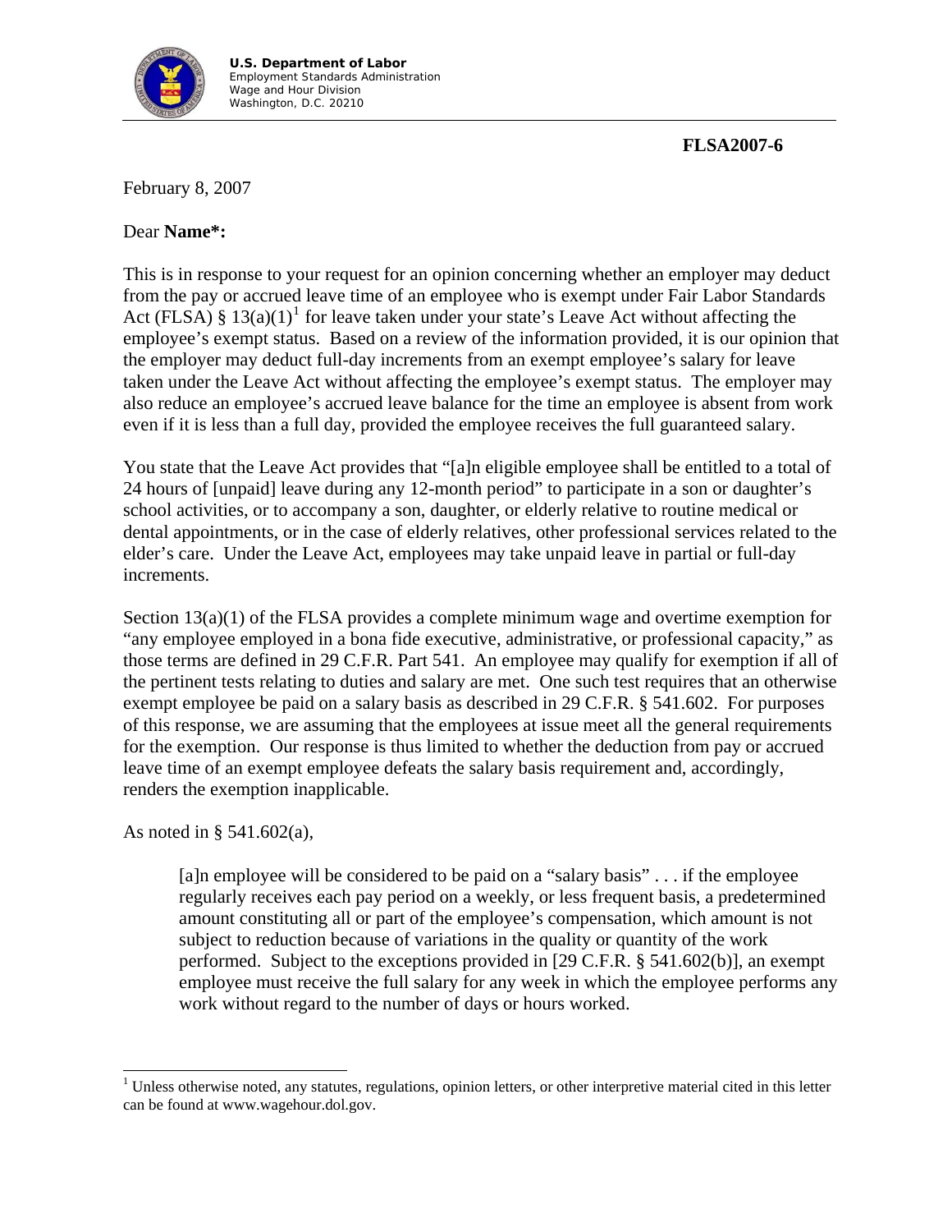**U.S. Department of Labor**
Employment Standards Administration
Wage and Hour Division
Washington, D.C. 20210

**FLSA2007-6**

February 8, 2007

Dear **Name*:**

This is in response to your request for an opinion concerning whether an employer may deduct from the pay or accrued leave time of an employee who is exempt under Fair Labor Standards Act (FLSA) § 13(a)(1)[1] for leave taken under your state's Leave Act without affecting the employee's exempt status. Based on a review of the information provided, it is our opinion that the employer may deduct full-day increments from an exempt employee's salary for leave taken under the Leave Act without affecting the employee's exempt status. The employer may also reduce an employee's accrued leave balance for the time an employee is absent from work even if it is less than a full day, provided the employee receives the full guaranteed salary.

You state that the Leave Act provides that "[a]n eligible employee shall be entitled to a total of 24 hours of [unpaid] leave during any 12-month period" to participate in a son or daughter's school activities, or to accompany a son, daughter, or elderly relative to routine medical or dental appointments, or in the case of elderly relatives, other professional services related to the elder's care. Under the Leave Act, employees may take unpaid leave in partial or full-day increments.

Section 13(a)(1) of the FLSA provides a complete minimum wage and overtime exemption for "any employee employed in a bona fide executive, administrative, or professional capacity," as those terms are defined in 29 C.F.R. Part 541. An employee may qualify for exemption if all of the pertinent tests relating to duties and salary are met. One such test requires that an otherwise exempt employee be paid on a salary basis as described in 29 C.F.R. § 541.602. For purposes of this response, we are assuming that the employees at issue meet all the general requirements for the exemption. Our response is thus limited to whether the deduction from pay or accrued leave time of an exempt employee defeats the salary basis requirement and, accordingly, renders the exemption inapplicable.

As noted in § 541.602(a),

> [a]n employee will be considered to be paid on a "salary basis" . . . if the employee regularly receives each pay period on a weekly, or less frequent basis, a predetermined amount constituting all or part of the employee's compensation, which amount is not subject to reduction because of variations in the quality or quantity of the work performed. Subject to the exceptions provided in [29 C.F.R. § 541.602(b)], an exempt employee must receive the full salary for any week in which the employee performs any work without regard to the number of days or hours worked.

---

[1] Unless otherwise noted, any statutes, regulations, opinion letters, or other interpretive material cited in this letter can be found at www.wagehour.dol.gov.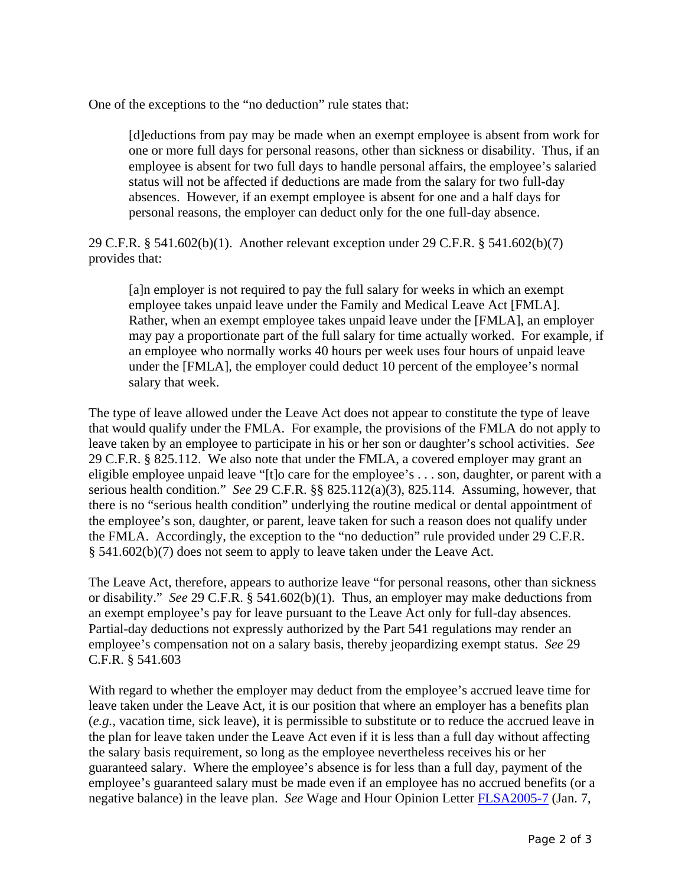One of the exceptions to the "no deduction" rule states that:

> [d]eductions from pay may be made when an exempt employee is absent from work for one or more full days for personal reasons, other than sickness or disability. Thus, if an employee is absent for two full days to handle personal affairs, the employee's salaried status will not be affected if deductions are made from the salary for two full-day absences. However, if an exempt employee is absent for one and a half days for personal reasons, the employer can deduct only for the one full-day absence.

29 C.F.R. § 541.602(b)(1). Another relevant exception under 29 C.F.R. § 541.602(b)(7) provides that:

> [a]n employer is not required to pay the full salary for weeks in which an exempt employee takes unpaid leave under the Family and Medical Leave Act [FMLA]. Rather, when an exempt employee takes unpaid leave under the [FMLA], an employer may pay a proportionate part of the full salary for time actually worked. For example, if an employee who normally works 40 hours per week uses four hours of unpaid leave under the [FMLA], the employer could deduct 10 percent of the employee's normal salary that week.

The type of leave allowed under the Leave Act does not appear to constitute the type of leave that would qualify under the FMLA. For example, the provisions of the FMLA do not apply to leave taken by an employee to participate in his or her son or daughter's school activities. *See* 29 C.F.R. § 825.112. We also note that under the FMLA, a covered employer may grant an eligible employee unpaid leave "[t]o care for the employee's . . . son, daughter, or parent with a serious health condition." *See* 29 C.F.R. §§ 825.112(a)(3), 825.114. Assuming, however, that there is no "serious health condition" underlying the routine medical or dental appointment of the employee's son, daughter, or parent, leave taken for such a reason does not qualify under the FMLA. Accordingly, the exception to the "no deduction" rule provided under 29 C.F.R. § 541.602(b)(7) does not seem to apply to leave taken under the Leave Act.

The Leave Act, therefore, appears to authorize leave "for personal reasons, other than sickness or disability." *See* 29 C.F.R. § 541.602(b)(1). Thus, an employer may make deductions from an exempt employee's pay for leave pursuant to the Leave Act only for full-day absences. Partial-day deductions not expressly authorized by the Part 541 regulations may render an employee's compensation not on a salary basis, thereby jeopardizing exempt status. *See* 29 C.F.R. § 541.603

With regard to whether the employer may deduct from the employee's accrued leave time for leave taken under the Leave Act, it is our position that where an employer has a benefits plan (*e.g.*, vacation time, sick leave), it is permissible to substitute or to reduce the accrued leave in the plan for leave taken under the Leave Act even if it is less than a full day without affecting the salary basis requirement, so long as the employee nevertheless receives his or her guaranteed salary. Where the employee's absence is for less than a full day, payment of the employee's guaranteed salary must be made even if an employee has no accrued benefits (or a negative balance) in the leave plan. *See* Wage and Hour Opinion Letter FLSA2005-7 (Jan. 7,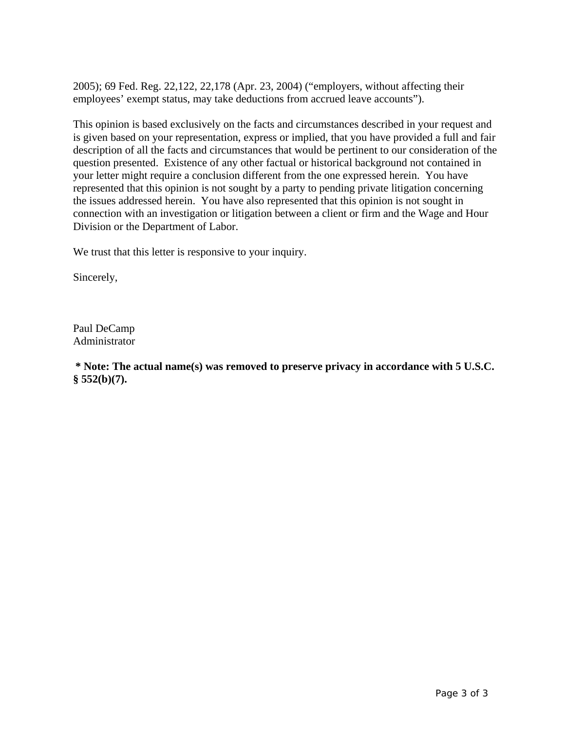2005); 69 Fed. Reg. 22,122, 22,178 (Apr. 23, 2004) ("employers, without affecting their employees' exempt status, may take deductions from accrued leave accounts").

This opinion is based exclusively on the facts and circumstances described in your request and is given based on your representation, express or implied, that you have provided a full and fair description of all the facts and circumstances that would be pertinent to our consideration of the question presented. Existence of any other factual or historical background not contained in your letter might require a conclusion different from the one expressed herein. You have represented that this opinion is not sought by a party to pending private litigation concerning the issues addressed herein. You have also represented that this opinion is not sought in connection with an investigation or litigation between a client or firm and the Wage and Hour Division or the Department of Labor.

We trust that this letter is responsive to your inquiry.

Sincerely,

Paul DeCamp
Administrator

**\* Note: The actual name(s) was removed to preserve privacy in accordance with 5 U.S.C. § 552(b)(7).**